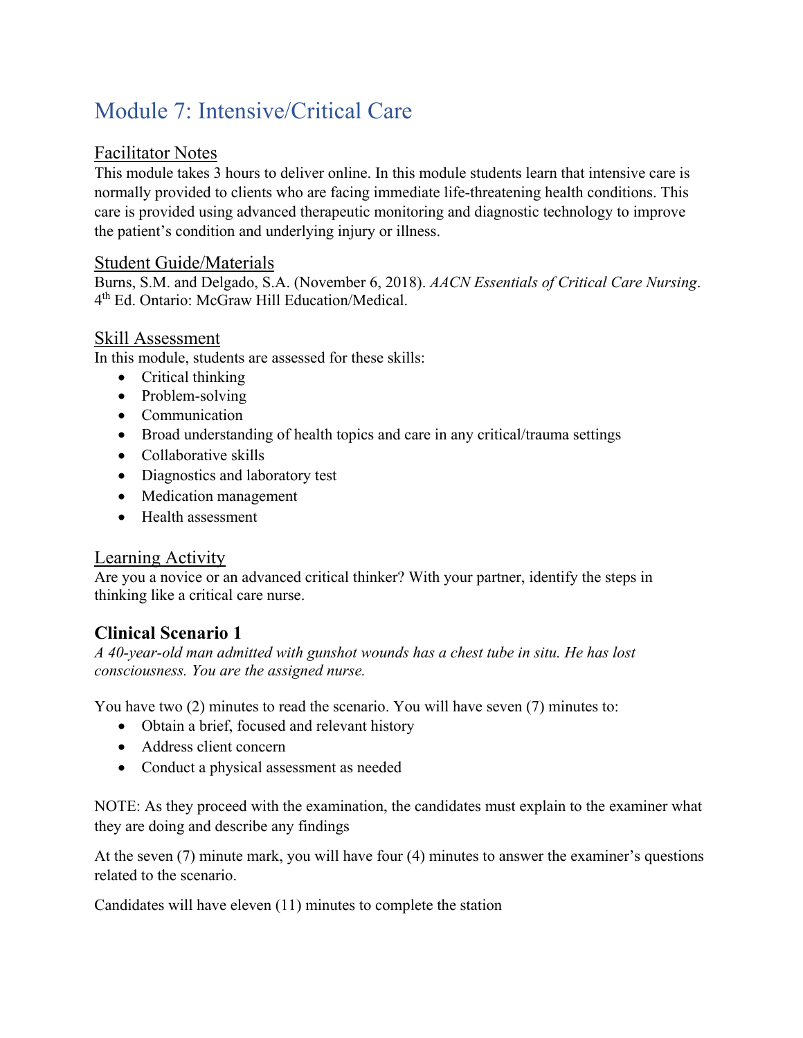# Module 7: Intensive/Critical Care

## Facilitator Notes

This module takes 3 hours to deliver online. In this module students learn that intensive care is normally provided to clients who are facing immediate life-threatening health conditions. This care is provided using advanced therapeutic monitoring and diagnostic technology to improve the patient's condition and underlying injury or illness.

## Student Guide/Materials

Burns, S.M. and Delgado, S.A. (November 6, 2018). *AACN Essentials of Critical Care Nursing*. 4th Ed. Ontario: McGraw Hill Education/Medical.

## Skill Assessment

In this module, students are assessed for these skills:

- Critical thinking
- Problem-solving
- Communication
- Broad understanding of health topics and care in any critical/trauma settings
- Collaborative skills
- Diagnostics and laboratory test
- Medication management
- Health assessment

## Learning Activity

Are you a novice or an advanced critical thinker? With your partner, identify the steps in thinking like a critical care nurse.

### Clinical Scenario 1

*A 40-year-old man admitted with gunshot wounds has a chest tube in situ. He has lost consciousness. You are the assigned nurse.*

You have two (2) minutes to read the scenario. You will have seven (7) minutes to:

- Obtain a brief, focused and relevant history
- Address client concern
- Conduct a physical assessment as needed

NOTE: As they proceed with the examination, the candidates must explain to the examiner what they are doing and describe any findings

At the seven (7) minute mark, you will have four (4) minutes to answer the examiner's questions related to the scenario.

Candidates will have eleven (11) minutes to complete the station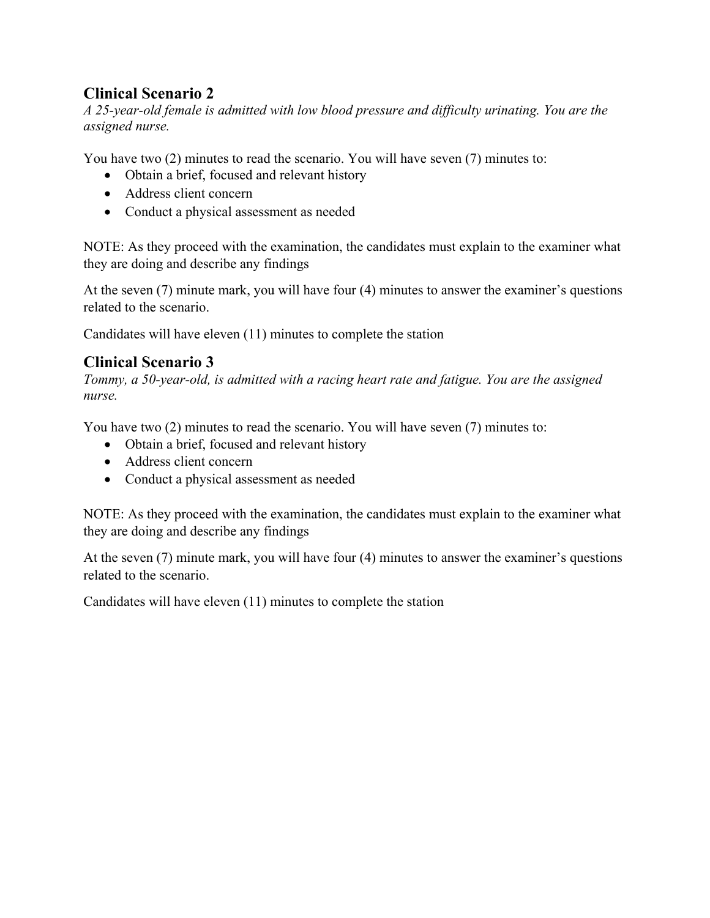## Clinical Scenario 2

*A 25-year-old female is admitted with low blood pressure and difficulty urinating. You are the assigned nurse.*

You have two (2) minutes to read the scenario. You will have seven (7) minutes to:

- Obtain a brief, focused and relevant history
- Address client concern
- Conduct a physical assessment as needed

NOTE: As they proceed with the examination, the candidates must explain to the examiner what they are doing and describe any findings

At the seven (7) minute mark, you will have four (4) minutes to answer the examiner's questions related to the scenario.

Candidates will have eleven (11) minutes to complete the station

## Clinical Scenario 3

*Tommy, a 50-year-old, is admitted with a racing heart rate and fatigue. You are the assigned nurse.*

You have two (2) minutes to read the scenario. You will have seven (7) minutes to:

- Obtain a brief, focused and relevant history
- Address client concern
- Conduct a physical assessment as needed

NOTE: As they proceed with the examination, the candidates must explain to the examiner what they are doing and describe any findings

At the seven (7) minute mark, you will have four (4) minutes to answer the examiner's questions related to the scenario.

Candidates will have eleven (11) minutes to complete the station